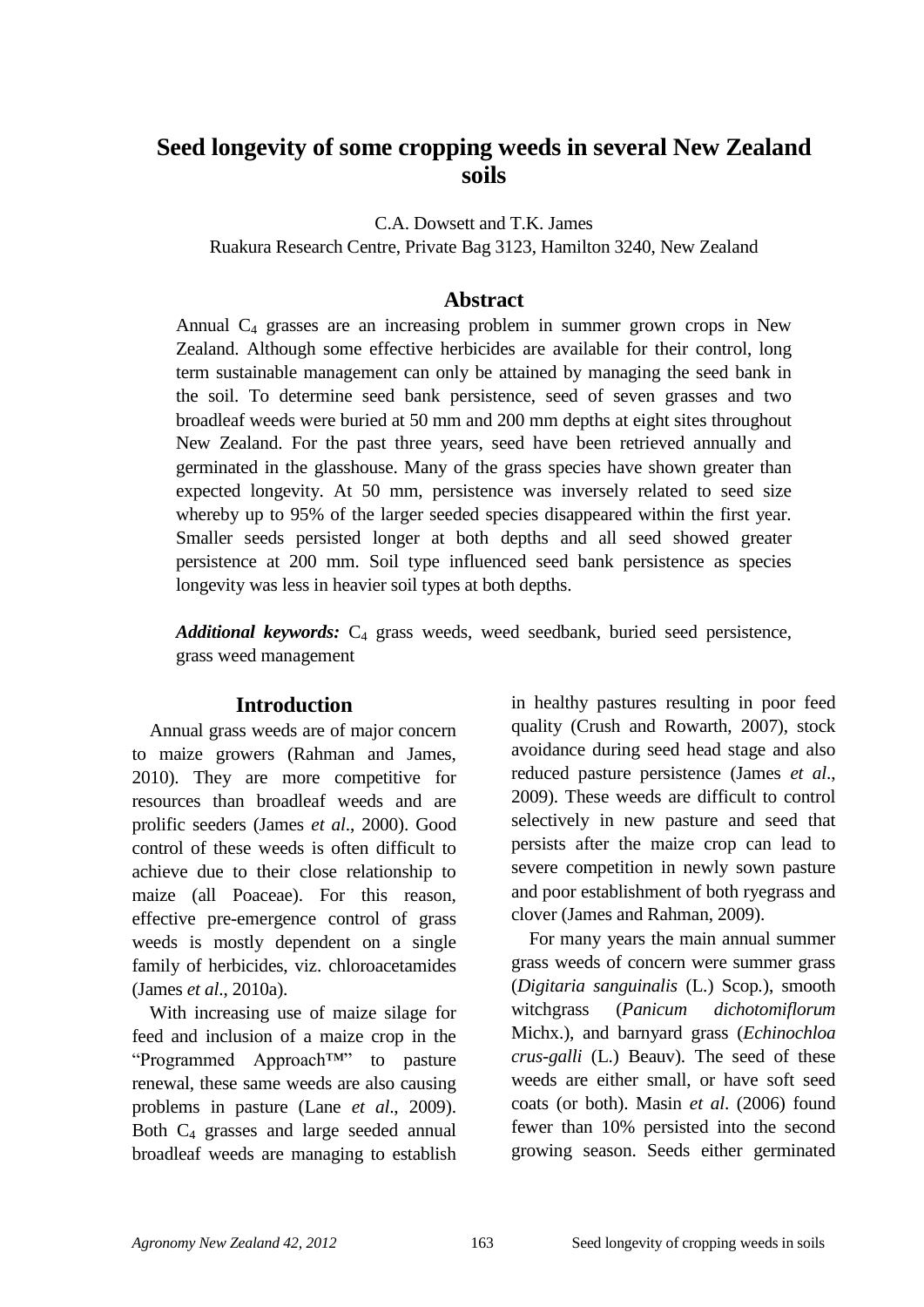# Seed longevity of some cropping weeds in several New Zealand soils

C.A. Dowsett and T.K. James
Ruakura Research Centre, Private Bag 3123, Hamilton 3240, New Zealand

## Abstract

Annual $C_4$ grasses are an increasing problem in summer grown crops in New Zealand. Although some effective herbicides are available for their control, long term sustainable management can only be attained by managing the seed bank in the soil. To determine seed bank persistence, seed of seven grasses and two broadleaf weeds were buried at 50 mm and 200 mm depths at eight sites throughout New Zealand. For the past three years, seed have been retrieved annually and germinated in the glasshouse. Many of the grass species have shown greater than expected longevity. At 50 mm, persistence was inversely related to seed size whereby up to 95% of the larger seeded species disappeared within the first year. Smaller seeds persisted longer at both depths and all seed showed greater persistence at 200 mm. Soil type influenced seed bank persistence as species longevity was less in heavier soil types at both depths.

***Additional keywords:*** $C_4$ grass weeds, weed seedbank, buried seed persistence, grass weed management

## Introduction

Annual grass weeds are of major concern to maize growers (Rahman and James, 2010). They are more competitive for resources than broadleaf weeds and are prolific seeders (James *et al*., 2000). Good control of these weeds is often difficult to achieve due to their close relationship to maize (all Poaceae). For this reason, effective pre-emergence control of grass weeds is mostly dependent on a single family of herbicides, viz. chloroacetamides (James *et al*., 2010a).

With increasing use of maize silage for feed and inclusion of a maize crop in the "Programmed Approach™" to pasture renewal, these same weeds are also causing problems in pasture (Lane *et al*., 2009). Both $C_4$ grasses and large seeded annual broadleaf weeds are managing to establish in healthy pastures resulting in poor feed quality (Crush and Rowarth, 2007), stock avoidance during seed head stage and also reduced pasture persistence (James *et al*., 2009). These weeds are difficult to control selectively in new pasture and seed that persists after the maize crop can lead to severe competition in newly sown pasture and poor establishment of both ryegrass and clover (James and Rahman, 2009).

For many years the main annual summer grass weeds of concern were summer grass (*Digitaria sanguinalis* (L.) Scop.), smooth witchgrass (*Panicum dichotomiflorum* Michx.), and barnyard grass (*Echinochloa crus-galli* (L.) Beauv). The seed of these weeds are either small, or have soft seed coats (or both). Masin *et al*. (2006) found fewer than 10% persisted into the second growing season. Seeds either germinated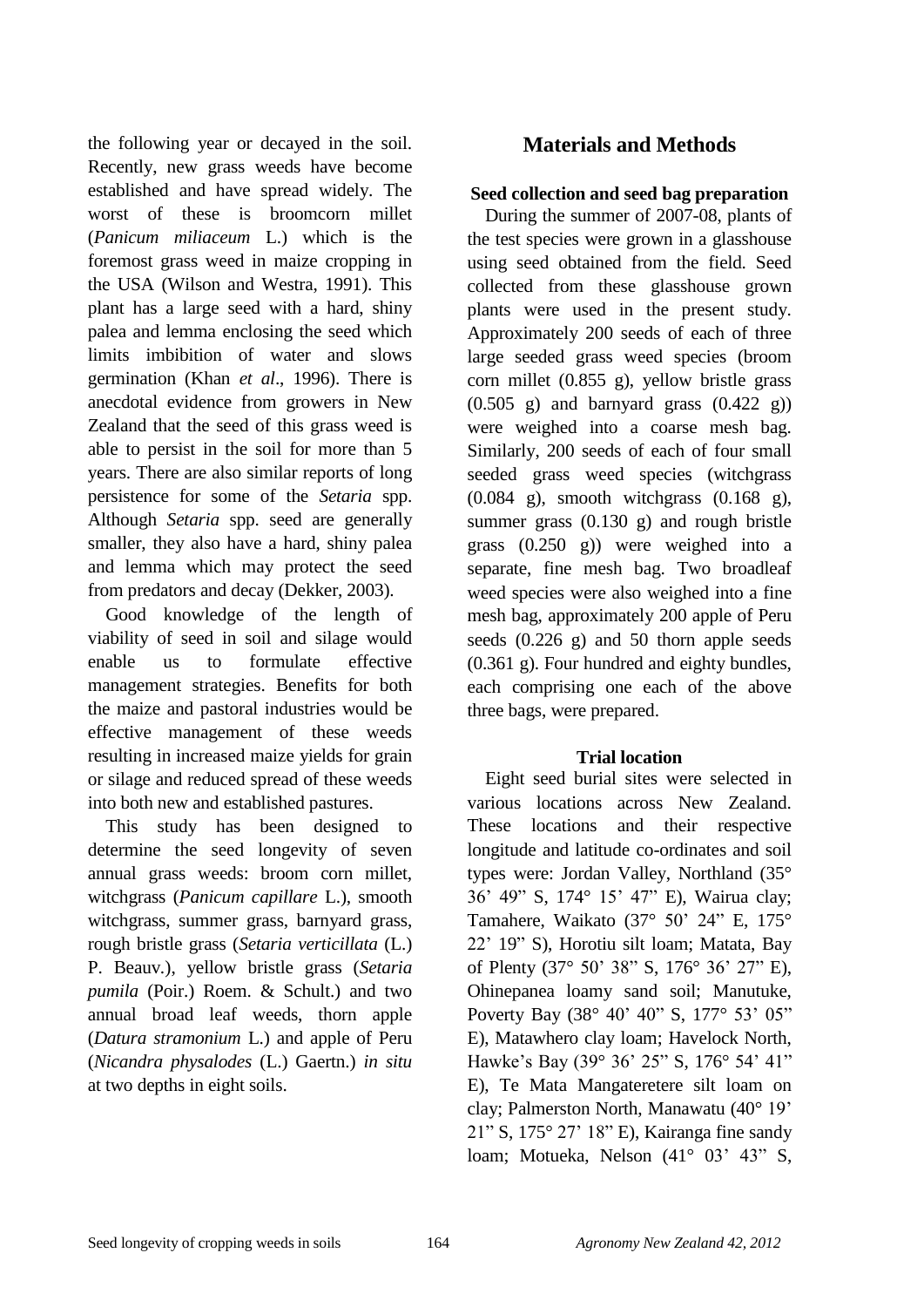the following year or decayed in the soil. Recently, new grass weeds have become established and have spread widely. The worst of these is broomcorn millet (*Panicum miliaceum* L.) which is the foremost grass weed in maize cropping in the USA (Wilson and Westra, 1991). This plant has a large seed with a hard, shiny palea and lemma enclosing the seed which limits imbibition of water and slows germination (Khan *et al*., 1996). There is anecdotal evidence from growers in New Zealand that the seed of this grass weed is able to persist in the soil for more than 5 years. There are also similar reports of long persistence for some of the *Setaria* spp. Although *Setaria* spp. seed are generally smaller, they also have a hard, shiny palea and lemma which may protect the seed from predators and decay (Dekker, 2003).

Good knowledge of the length of viability of seed in soil and silage would enable us to formulate effective management strategies. Benefits for both the maize and pastoral industries would be effective management of these weeds resulting in increased maize yields for grain or silage and reduced spread of these weeds into both new and established pastures.

This study has been designed to determine the seed longevity of seven annual grass weeds: broom corn millet, witchgrass (*Panicum capillare* L.), smooth witchgrass, summer grass, barnyard grass, rough bristle grass (*Setaria verticillata* (L.) P. Beauv.), yellow bristle grass (*Setaria pumila* (Poir.) Roem. & Schult.) and two annual broad leaf weeds, thorn apple (*Datura stramonium* L.) and apple of Peru (*Nicandra physalodes* (L.) Gaertn.) *in situ* at two depths in eight soils.

## Materials and Methods

### Seed collection and seed bag preparation

During the summer of 2007-08, plants of the test species were grown in a glasshouse using seed obtained from the field. Seed collected from these glasshouse grown plants were used in the present study. Approximately 200 seeds of each of three large seeded grass weed species (broom corn millet (0.855 g), yellow bristle grass (0.505 g) and barnyard grass (0.422 g)) were weighed into a coarse mesh bag. Similarly, 200 seeds of each of four small seeded grass weed species (witchgrass (0.084 g), smooth witchgrass (0.168 g), summer grass (0.130 g) and rough bristle grass (0.250 g)) were weighed into a separate, fine mesh bag. Two broadleaf weed species were also weighed into a fine mesh bag, approximately 200 apple of Peru seeds (0.226 g) and 50 thorn apple seeds (0.361 g). Four hundred and eighty bundles, each comprising one each of the above three bags, were prepared.

### Trial location

Eight seed burial sites were selected in various locations across New Zealand. These locations and their respective longitude and latitude co-ordinates and soil types were: Jordan Valley, Northland (35° 36' 49" S, 174° 15' 47" E), Wairua clay; Tamahere, Waikato (37° 50' 24" E, 175° 22' 19" S), Horotiu silt loam; Matata, Bay of Plenty (37° 50' 38" S, 176° 36' 27" E), Ohinepanea loamy sand soil; Manutuke, Poverty Bay (38° 40' 40" S, 177° 53' 05" E), Matawhero clay loam; Havelock North, Hawke's Bay (39° 36' 25" S, 176° 54' 41" E), Te Mata Mangateretere silt loam on clay; Palmerston North, Manawatu (40° 19' 21" S, 175° 27' 18" E), Kairanga fine sandy loam; Motueka, Nelson (41° 03' 43" S,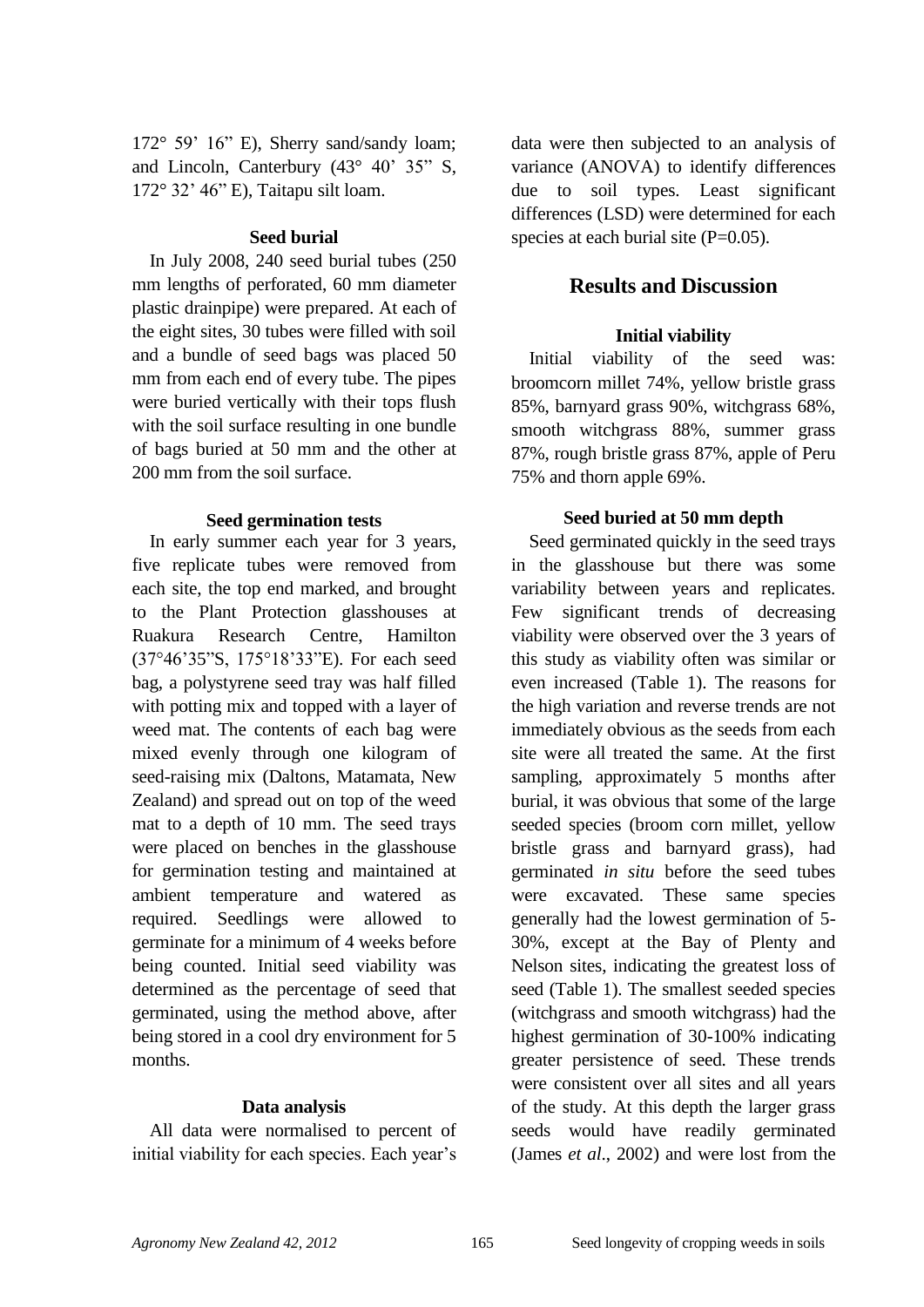172° 59' 16" E), Sherry sand/sandy loam; and Lincoln, Canterbury (43° 40' 35" S, 172° 32' 46" E), Taitapu silt loam.

### Seed burial

In July 2008, 240 seed burial tubes (250 mm lengths of perforated, 60 mm diameter plastic drainpipe) were prepared. At each of the eight sites, 30 tubes were filled with soil and a bundle of seed bags was placed 50 mm from each end of every tube. The pipes were buried vertically with their tops flush with the soil surface resulting in one bundle of bags buried at 50 mm and the other at 200 mm from the soil surface.

### Seed germination tests

In early summer each year for 3 years, five replicate tubes were removed from each site, the top end marked, and brought to the Plant Protection glasshouses at Ruakura Research Centre, Hamilton (37°46'35"S, 175°18'33"E). For each seed bag, a polystyrene seed tray was half filled with potting mix and topped with a layer of weed mat. The contents of each bag were mixed evenly through one kilogram of seed-raising mix (Daltons, Matamata, New Zealand) and spread out on top of the weed mat to a depth of 10 mm. The seed trays were placed on benches in the glasshouse for germination testing and maintained at ambient temperature and watered as required. Seedlings were allowed to germinate for a minimum of 4 weeks before being counted. Initial seed viability was determined as the percentage of seed that germinated, using the method above, after being stored in a cool dry environment for 5 months.

### Data analysis

All data were normalised to percent of initial viability for each species. Each year's data were then subjected to an analysis of variance (ANOVA) to identify differences due to soil types. Least significant differences (LSD) were determined for each species at each burial site (P=0.05).

## Results and Discussion

### Initial viability

Initial viability of the seed was: broomcorn millet 74%, yellow bristle grass 85%, barnyard grass 90%, witchgrass 68%, smooth witchgrass 88%, summer grass 87%, rough bristle grass 87%, apple of Peru 75% and thorn apple 69%.

### Seed buried at 50 mm depth

Seed germinated quickly in the seed trays in the glasshouse but there was some variability between years and replicates. Few significant trends of decreasing viability were observed over the 3 years of this study as viability often was similar or even increased (Table 1). The reasons for the high variation and reverse trends are not immediately obvious as the seeds from each site were all treated the same. At the first sampling, approximately 5 months after burial, it was obvious that some of the large seeded species (broom corn millet, yellow bristle grass and barnyard grass), had germinated *in situ* before the seed tubes were excavated. These same species generally had the lowest germination of 5-30%, except at the Bay of Plenty and Nelson sites, indicating the greatest loss of seed (Table 1). The smallest seeded species (witchgrass and smooth witchgrass) had the highest germination of 30-100% indicating greater persistence of seed. These trends were consistent over all sites and all years of the study. At this depth the larger grass seeds would have readily germinated (James *et al*., 2002) and were lost from the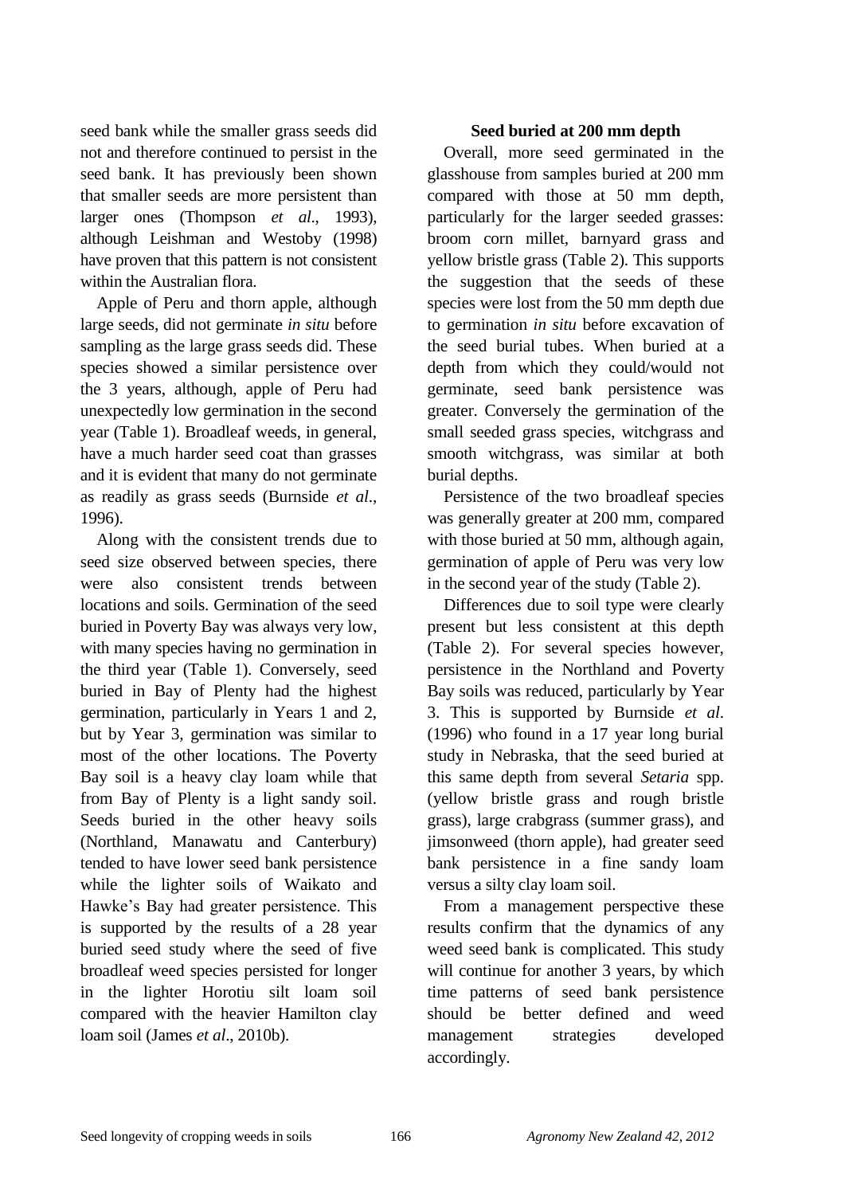seed bank while the smaller grass seeds did not and therefore continued to persist in the seed bank. It has previously been shown that smaller seeds are more persistent than larger ones (Thompson *et al*., 1993), although Leishman and Westoby (1998) have proven that this pattern is not consistent within the Australian flora.

Apple of Peru and thorn apple, although large seeds, did not germinate *in situ* before sampling as the large grass seeds did. These species showed a similar persistence over the 3 years, although, apple of Peru had unexpectedly low germination in the second year (Table 1). Broadleaf weeds, in general, have a much harder seed coat than grasses and it is evident that many do not germinate as readily as grass seeds (Burnside *et al*., 1996).

Along with the consistent trends due to seed size observed between species, there were also consistent trends between locations and soils. Germination of the seed buried in Poverty Bay was always very low, with many species having no germination in the third year (Table 1). Conversely, seed buried in Bay of Plenty had the highest germination, particularly in Years 1 and 2, but by Year 3, germination was similar to most of the other locations. The Poverty Bay soil is a heavy clay loam while that from Bay of Plenty is a light sandy soil. Seeds buried in the other heavy soils (Northland, Manawatu and Canterbury) tended to have lower seed bank persistence while the lighter soils of Waikato and Hawke's Bay had greater persistence. This is supported by the results of a 28 year buried seed study where the seed of five broadleaf weed species persisted for longer in the lighter Horotiu silt loam soil compared with the heavier Hamilton clay loam soil (James *et al*., 2010b).

**Seed buried at 200 mm depth**

Overall, more seed germinated in the glasshouse from samples buried at 200 mm compared with those at 50 mm depth, particularly for the larger seeded grasses: broom corn millet, barnyard grass and yellow bristle grass (Table 2). This supports the suggestion that the seeds of these species were lost from the 50 mm depth due to germination *in situ* before excavation of the seed burial tubes. When buried at a depth from which they could/would not germinate, seed bank persistence was greater. Conversely the germination of the small seeded grass species, witchgrass and smooth witchgrass, was similar at both burial depths.

Persistence of the two broadleaf species was generally greater at 200 mm, compared with those buried at 50 mm, although again, germination of apple of Peru was very low in the second year of the study (Table 2).

Differences due to soil type were clearly present but less consistent at this depth (Table 2). For several species however, persistence in the Northland and Poverty Bay soils was reduced, particularly by Year 3. This is supported by Burnside *et al*. (1996) who found in a 17 year long burial study in Nebraska, that the seed buried at this same depth from several *Setaria* spp. (yellow bristle grass and rough bristle grass), large crabgrass (summer grass), and jimsonweed (thorn apple), had greater seed bank persistence in a fine sandy loam versus a silty clay loam soil.

From a management perspective these results confirm that the dynamics of any weed seed bank is complicated. This study will continue for another 3 years, by which time patterns of seed bank persistence should be better defined and weed management strategies developed accordingly.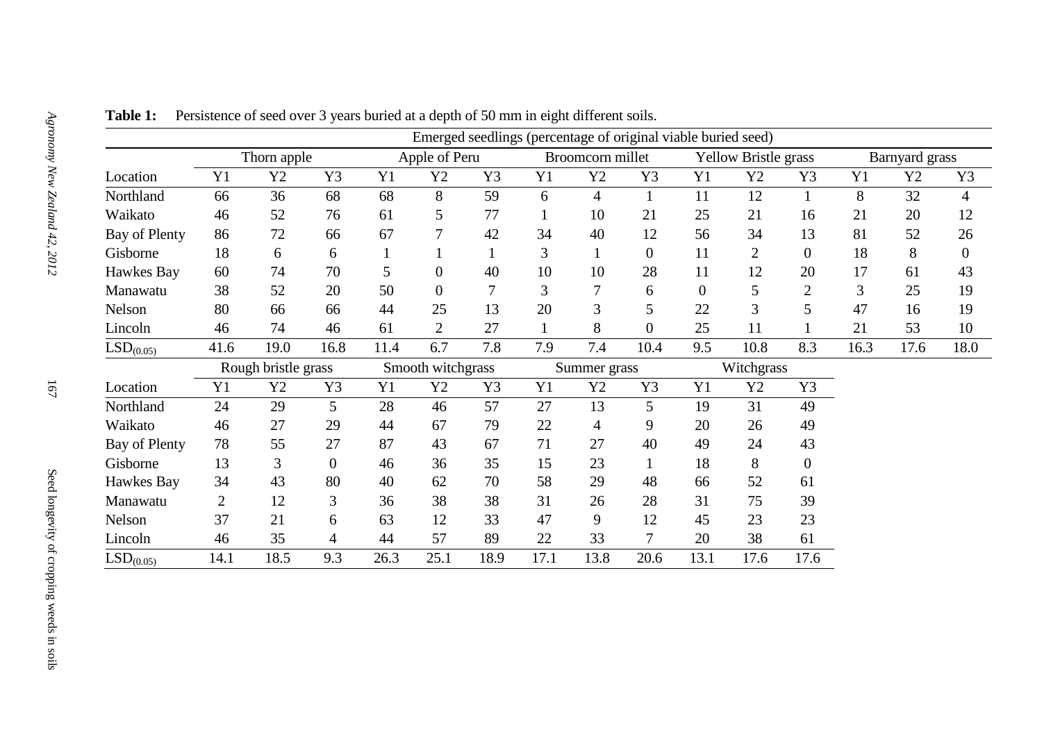**Table 1:** Persistence of seed over 3 years buried at a depth of 50 mm in eight different soils.

| | Emerged seedlings (percentage of original viable buried seed) | | | | | | | | | | | | | | |
|---|---|---|---|---|---|---|---|---|---|---|---|---|---|---|---|
| | Thorn apple | | | Apple of Peru | | | Broomcorn millet | | | Yellow Bristle grass | | | Barnyard grass | | |
| Location | Y1 | Y2 | Y3 | Y1 | Y2 | Y3 | Y1 | Y2 | Y3 | Y1 | Y2 | Y3 | Y1 | Y2 | Y3 |
| Northland | 66 | 36 | 68 | 68 | 8 | 59 | 6 | 4 | 1 | 11 | 12 | 1 | 8 | 32 | 4 |
| Waikato | 46 | 52 | 76 | 61 | 5 | 77 | 1 | 10 | 21 | 25 | 21 | 16 | 21 | 20 | 12 |
| Bay of Plenty | 86 | 72 | 66 | 67 | 7 | 42 | 34 | 40 | 12 | 56 | 34 | 13 | 81 | 52 | 26 |
| Gisborne | 18 | 6 | 6 | 1 | 1 | 1 | 3 | 1 | 0 | 11 | 2 | 0 | 18 | 8 | 0 |
| Hawkes Bay | 60 | 74 | 70 | 5 | 0 | 40 | 10 | 10 | 28 | 11 | 12 | 20 | 17 | 61 | 43 |
| Manawatu | 38 | 52 | 20 | 50 | 0 | 7 | 3 | 7 | 6 | 0 | 5 | 2 | 3 | 25 | 19 |
| Nelson | 80 | 66 | 66 | 44 | 25 | 13 | 20 | 3 | 5 | 22 | 3 | 5 | 47 | 16 | 19 |
| Lincoln | 46 | 74 | 46 | 61 | 2 | 27 | 1 | 8 | 0 | 25 | 11 | 1 | 21 | 53 | 10 |
| $LSD_{(0.05)}$ | 41.6 | 19.0 | 16.8 | 11.4 | 6.7 | 7.8 | 7.9 | 7.4 | 10.4 | 9.5 | 10.8 | 8.3 | 16.3 | 17.6 | 18.0 |
| | Rough bristle grass | | | Smooth witchgrass | | | Summer grass | | | Witchgrass | | | | | |
| Location | Y1 | Y2 | Y3 | Y1 | Y2 | Y3 | Y1 | Y2 | Y3 | Y1 | Y2 | Y3 | | | |
| Northland | 24 | 29 | 5 | 28 | 46 | 57 | 27 | 13 | 5 | 19 | 31 | 49 | | | |
| Waikato | 46 | 27 | 29 | 44 | 67 | 79 | 22 | 4 | 9 | 20 | 26 | 49 | | | |
| Bay of Plenty | 78 | 55 | 27 | 87 | 43 | 67 | 71 | 27 | 40 | 49 | 24 | 43 | | | |
| Gisborne | 13 | 3 | 0 | 46 | 36 | 35 | 15 | 23 | 1 | 18 | 8 | 0 | | | |
| Hawkes Bay | 34 | 43 | 80 | 40 | 62 | 70 | 58 | 29 | 48 | 66 | 52 | 61 | | | |
| Manawatu | 2 | 12 | 3 | 36 | 38 | 38 | 31 | 26 | 28 | 31 | 75 | 39 | | | |
| Nelson | 37 | 21 | 6 | 63 | 12 | 33 | 47 | 9 | 12 | 45 | 23 | 23 | | | |
| Lincoln | 46 | 35 | 4 | 44 | 57 | 89 | 22 | 33 | 7 | 20 | 38 | 61 | | | |
| $LSD_{(0.05)}$ | 14.1 | 18.5 | 9.3 | 26.3 | 25.1 | 18.9 | 17.1 | 13.8 | 20.6 | 13.1 | 17.6 | 17.6 | | | |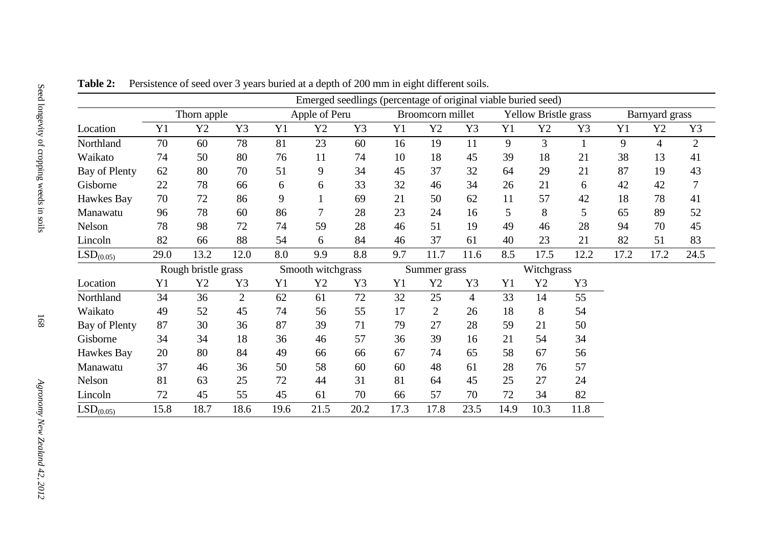**Table 2:** Persistence of seed over 3 years buried at a depth of 200 mm in eight different soils.

| | Emerged seedlings (percentage of original viable buried seed) | | | | | | | | | | | | | | |
|---|---|---|---|---|---|---|---|---|---|---|---|---|---|---|---|
| | Thorn apple | | | Apple of Peru | | | Broomcorn millet | | | Yellow Bristle grass | | | Barnyard grass | | |
| Location | Y1 | Y2 | Y3 | Y1 | Y2 | Y3 | Y1 | Y2 | Y3 | Y1 | Y2 | Y3 | Y1 | Y2 | Y3 |
| Northland | 70 | 60 | 78 | 81 | 23 | 60 | 16 | 19 | 11 | 9 | 3 | 1 | 9 | 4 | 2 |
| Waikato | 74 | 50 | 80 | 76 | 11 | 74 | 10 | 18 | 45 | 39 | 18 | 21 | 38 | 13 | 41 |
| Bay of Plenty | 62 | 80 | 70 | 51 | 9 | 34 | 45 | 37 | 32 | 64 | 29 | 21 | 87 | 19 | 43 |
| Gisborne | 22 | 78 | 66 | 6 | 6 | 33 | 32 | 46 | 34 | 26 | 21 | 6 | 42 | 42 | 7 |
| Hawkes Bay | 70 | 72 | 86 | 9 | 1 | 69 | 21 | 50 | 62 | 11 | 57 | 42 | 18 | 78 | 41 |
| Manawatu | 96 | 78 | 60 | 86 | 7 | 28 | 23 | 24 | 16 | 5 | 8 | 5 | 65 | 89 | 52 |
| Nelson | 78 | 98 | 72 | 74 | 59 | 28 | 46 | 51 | 19 | 49 | 46 | 28 | 94 | 70 | 45 |
| Lincoln | 82 | 66 | 88 | 54 | 6 | 84 | 46 | 37 | 61 | 40 | 23 | 21 | 82 | 51 | 83 |
| $LSD_{(0.05)}$ | 29.0 | 13.2 | 12.0 | 8.0 | 9.9 | 8.8 | 9.7 | 11.7 | 11.6 | 8.5 | 17.5 | 12.2 | 17.2 | 17.2 | 24.5 |
| | Rough bristle grass | | | Smooth witchgrass | | | Summer grass | | | Witchgrass | | | | | |
| Location | Y1 | Y2 | Y3 | Y1 | Y2 | Y3 | Y1 | Y2 | Y3 | Y1 | Y2 | Y3 | | | |
| Northland | 34 | 36 | 2 | 62 | 61 | 72 | 32 | 25 | 4 | 33 | 14 | 55 | | | |
| Waikato | 49 | 52 | 45 | 74 | 56 | 55 | 17 | 2 | 26 | 18 | 8 | 54 | | | |
| Bay of Plenty | 87 | 30 | 36 | 87 | 39 | 71 | 79 | 27 | 28 | 59 | 21 | 50 | | | |
| Gisborne | 34 | 34 | 18 | 36 | 46 | 57 | 36 | 39 | 16 | 21 | 54 | 34 | | | |
| Hawkes Bay | 20 | 80 | 84 | 49 | 66 | 66 | 67 | 74 | 65 | 58 | 67 | 56 | | | |
| Manawatu | 37 | 46 | 36 | 50 | 58 | 60 | 60 | 48 | 61 | 28 | 76 | 57 | | | |
| Nelson | 81 | 63 | 25 | 72 | 44 | 31 | 81 | 64 | 45 | 25 | 27 | 24 | | | |
| Lincoln | 72 | 45 | 55 | 45 | 61 | 70 | 66 | 57 | 70 | 72 | 34 | 82 | | | |
| $LSD_{(0.05)}$ | 15.8 | 18.7 | 18.6 | 19.6 | 21.5 | 20.2 | 17.3 | 17.8 | 23.5 | 14.9 | 10.3 | 11.8 | | | |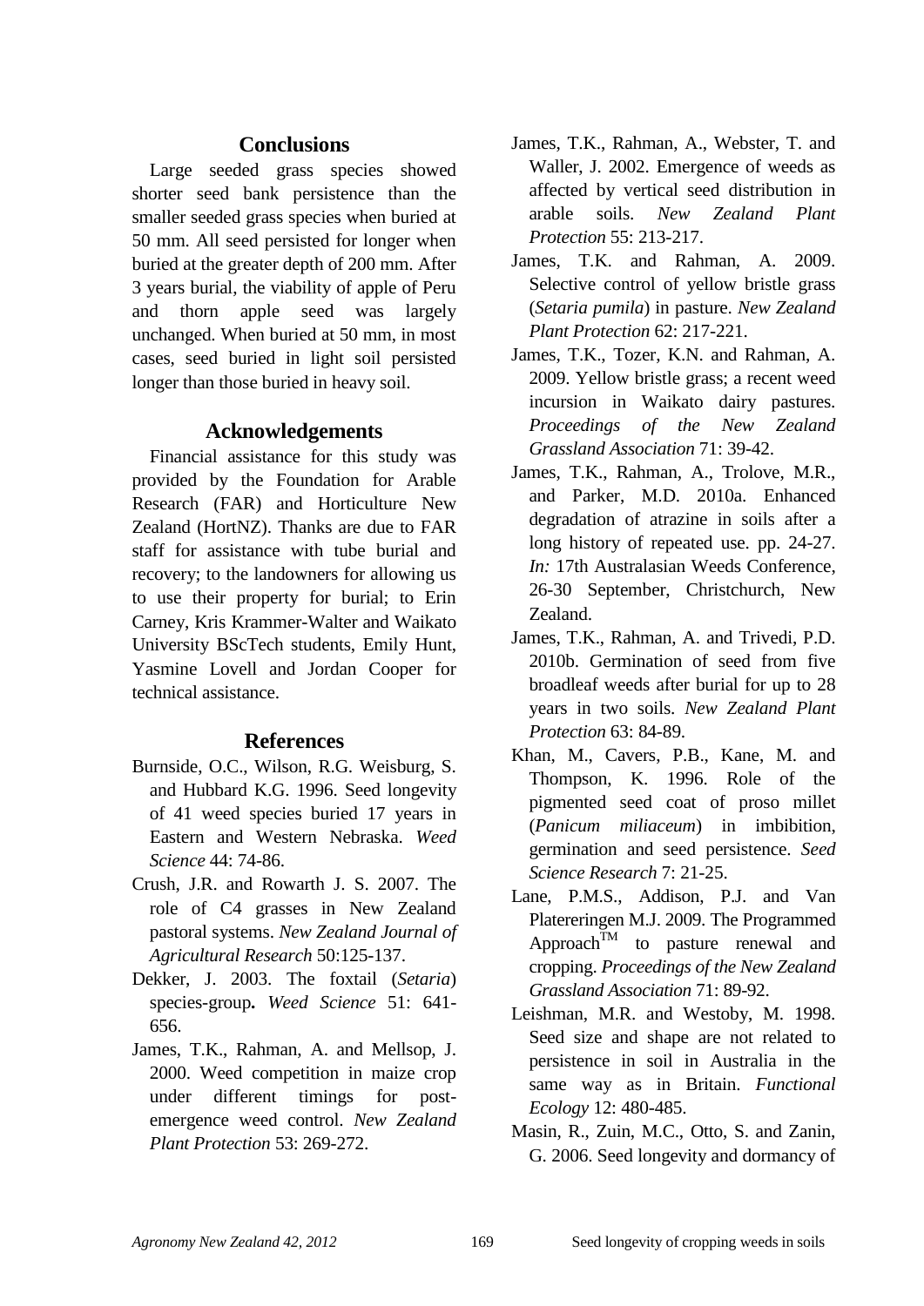## Conclusions

Large seeded grass species showed shorter seed bank persistence than the smaller seeded grass species when buried at 50 mm. All seed persisted for longer when buried at the greater depth of 200 mm. After 3 years burial, the viability of apple of Peru and thorn apple seed was largely unchanged. When buried at 50 mm, in most cases, seed buried in light soil persisted longer than those buried in heavy soil.

## Acknowledgements

Financial assistance for this study was provided by the Foundation for Arable Research (FAR) and Horticulture New Zealand (HortNZ). Thanks are due to FAR staff for assistance with tube burial and recovery; to the landowners for allowing us to use their property for burial; to Erin Carney, Kris Krammer-Walter and Waikato University BScTech students, Emily Hunt, Yasmine Lovell and Jordan Cooper for technical assistance.

## References

Burnside, O.C., Wilson, R.G. Weisburg, S. and Hubbard K.G. 1996. Seed longevity of 41 weed species buried 17 years in Eastern and Western Nebraska. *Weed Science* 44: 74-86.

Crush, J.R. and Rowarth J. S. 2007. The role of C4 grasses in New Zealand pastoral systems. *New Zealand Journal of Agricultural Research* 50:125-137.

Dekker, J. 2003. The foxtail (*Setaria*) species-group**.** *Weed Science* 51: 641-656.

James, T.K., Rahman, A. and Mellsop, J. 2000. Weed competition in maize crop under different timings for post-emergence weed control. *New Zealand Plant Protection* 53: 269-272.

James, T.K., Rahman, A., Webster, T. and Waller, J. 2002. Emergence of weeds as affected by vertical seed distribution in arable soils. *New Zealand Plant Protection* 55: 213-217.

James, T.K. and Rahman, A. 2009. Selective control of yellow bristle grass (*Setaria pumila*) in pasture. *New Zealand Plant Protection* 62: 217-221.

James, T.K., Tozer, K.N. and Rahman, A. 2009. Yellow bristle grass; a recent weed incursion in Waikato dairy pastures. *Proceedings of the New Zealand Grassland Association* 71: 39-42.

James, T.K., Rahman, A., Trolove, M.R., and Parker, M.D. 2010a. Enhanced degradation of atrazine in soils after a long history of repeated use. pp. 24-27. *In:* 17th Australasian Weeds Conference, 26-30 September, Christchurch, New Zealand.

James, T.K., Rahman, A. and Trivedi, P.D. 2010b. Germination of seed from five broadleaf weeds after burial for up to 28 years in two soils. *New Zealand Plant Protection* 63: 84-89.

Khan, M., Cavers, P.B., Kane, M. and Thompson, K. 1996. Role of the pigmented seed coat of proso millet (*Panicum miliaceum*) in imbibition, germination and seed persistence. *Seed Science Research* 7: 21-25.

Lane, P.M.S., Addison, P.J. and Van Platereringen M.J. 2009. The Programmed Approach™ to pasture renewal and cropping. *Proceedings of the New Zealand Grassland Association* 71: 89-92.

Leishman, M.R. and Westoby, M. 1998. Seed size and shape are not related to persistence in soil in Australia in the same way as in Britain. *Functional Ecology* 12: 480-485.

Masin, R., Zuin, M.C., Otto, S. and Zanin, G. 2006. Seed longevity and dormancy of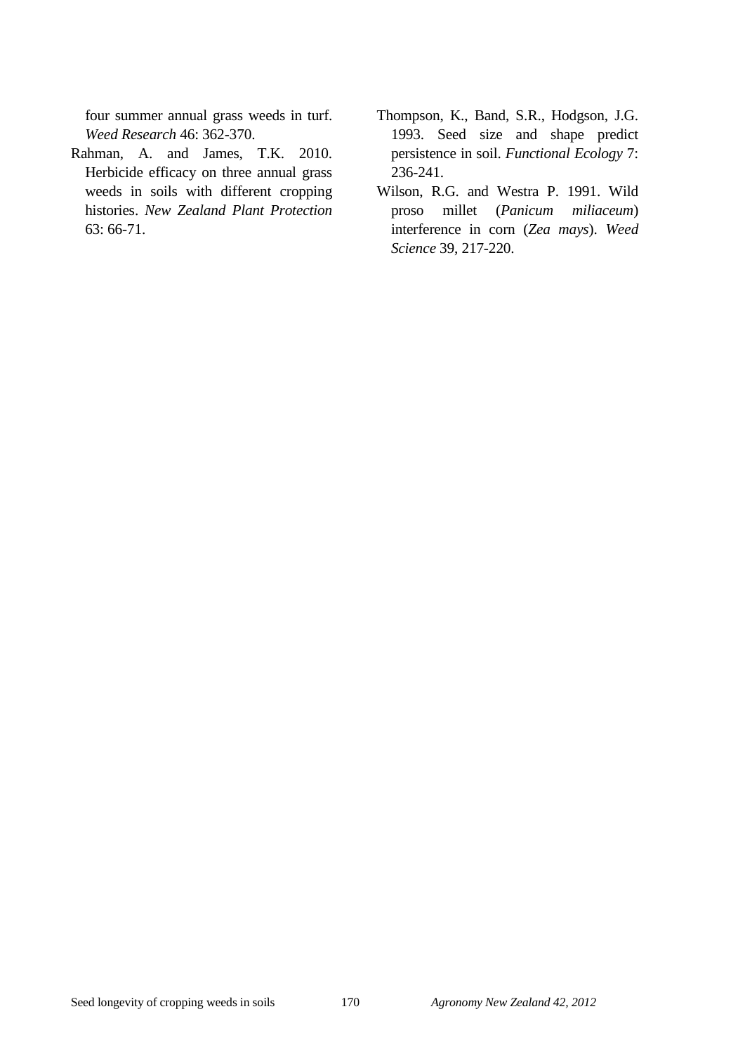four summer annual grass weeds in turf. *Weed Research* 46: 362-370.

Rahman, A. and James, T.K. 2010. Herbicide efficacy on three annual grass weeds in soils with different cropping histories. *New Zealand Plant Protection* 63: 66-71.

Thompson, K., Band, S.R., Hodgson, J.G. 1993. Seed size and shape predict persistence in soil. *Functional Ecology* 7: 236-241.

Wilson, R.G. and Westra P. 1991. Wild proso millet (*Panicum miliaceum*) interference in corn (*Zea mays*). *Weed Science* 39, 217-220.